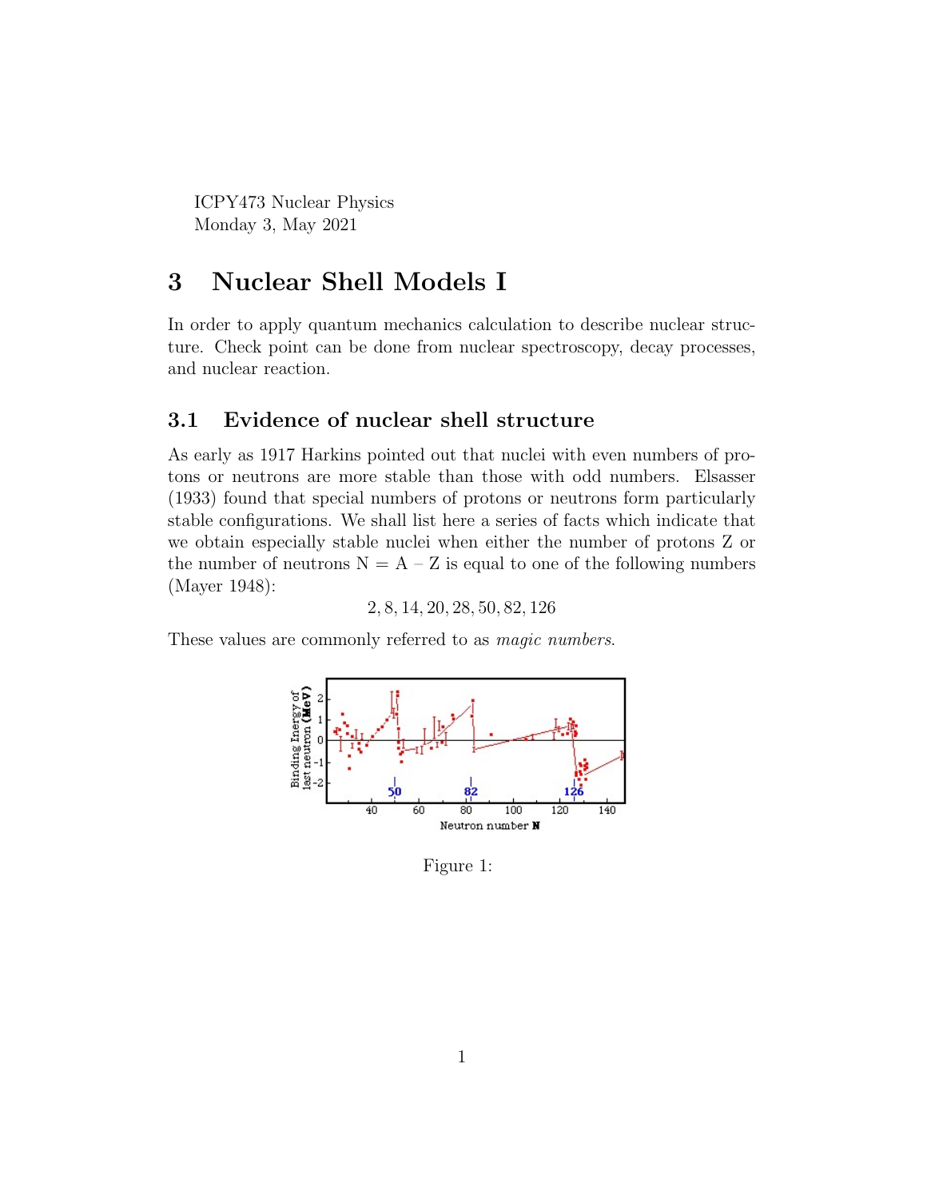ICPY473 Nuclear Physics
Monday 3, May 2021

# 3 Nuclear Shell Models I

In order to apply quantum mechanics calculation to describe nuclear structure. Check point can be done from nuclear spectroscopy, decay processes, and nuclear reaction.

## 3.1 Evidence of nuclear shell structure

As early as 1917 Harkins pointed out that nuclei with even numbers of protons or neutrons are more stable than those with odd numbers. Elsasser (1933) found that special numbers of protons or neutrons form particularly stable configurations. We shall list here a series of facts which indicate that we obtain especially stable nuclei when either the number of protons Z or the number of neutrons N = A – Z is equal to one of the following numbers (Mayer 1948):

$$2, 8, 14, 20, 28, 50, 82, 126$$

These values are commonly referred to as *magic numbers*.

Figure 1: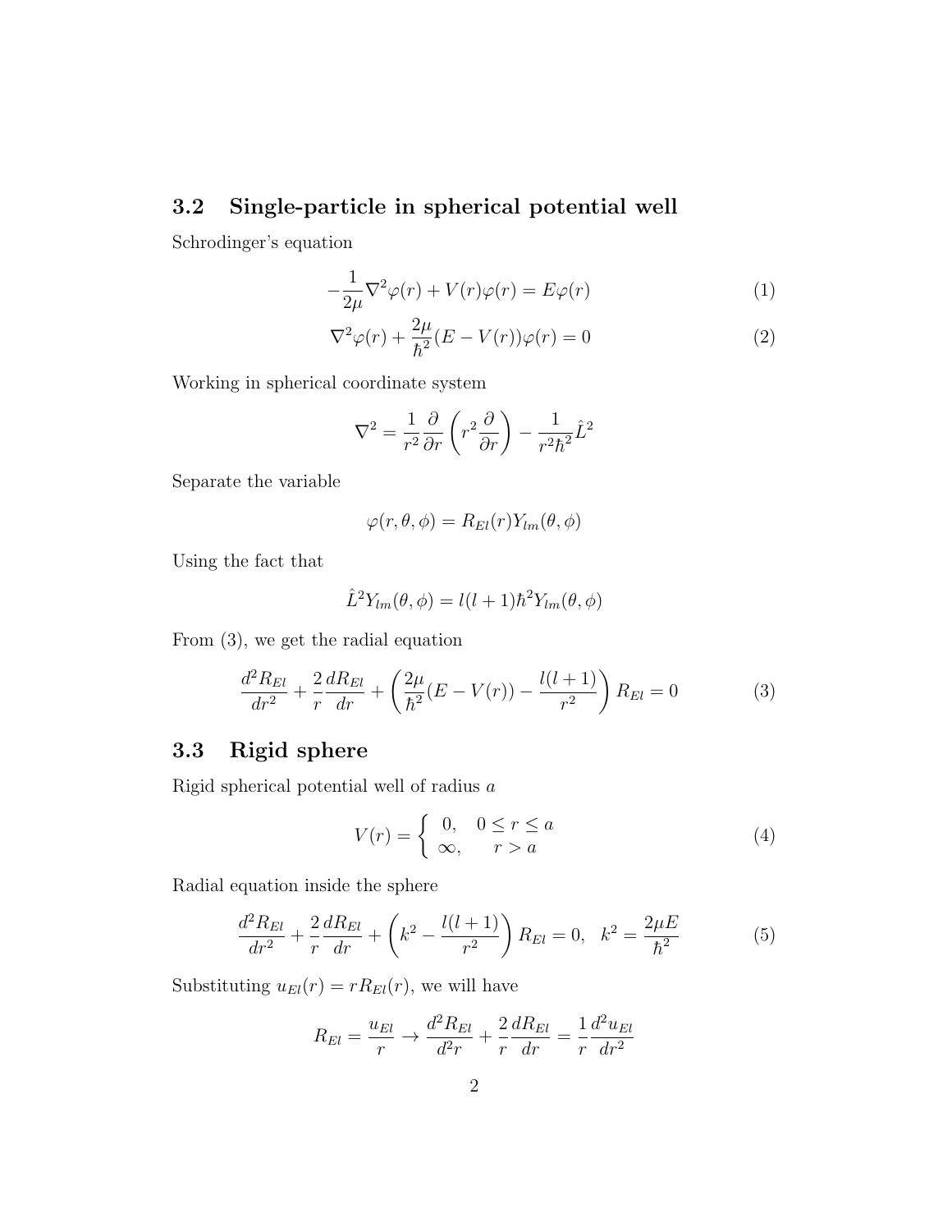## 3.2 Single-particle in spherical potential well

Schrodinger's equation

$$-\frac{1}{2\mu}\nabla^2\varphi(r) + V(r)\varphi(r) = E\varphi(r) \tag{1}$$

$$\nabla^2\varphi(r) + \frac{2\mu}{\hbar^2}(E - V(r))\varphi(r) = 0 \tag{2}$$

Working in spherical coordinate system

$$\nabla^2 = \frac{1}{r^2}\frac{\partial}{\partial r}\left(r^2\frac{\partial}{\partial r}\right) - \frac{1}{r^2\hbar^2}\hat{L}^2$$

Separate the variable

$$\varphi(r,\theta,\phi) = R_{El}(r)Y_{lm}(\theta,\phi)$$

Using the fact that

$$\hat{L}^2 Y_{lm}(\theta,\phi) = l(l+1)\hbar^2 Y_{lm}(\theta,\phi)$$

From (3), we get the radial equation

$$\frac{d^2R_{El}}{dr^2} + \frac{2}{r}\frac{dR_{El}}{dr} + \left(\frac{2\mu}{\hbar^2}(E - V(r)) - \frac{l(l+1)}{r^2}\right)R_{El} = 0 \tag{3}$$

## 3.3 Rigid sphere

Rigid spherical potential well of radius $a$

$$V(r) = \begin{cases} 0, & 0 \leq r \leq a \\ \infty, & r > a \end{cases} \tag{4}$$

Radial equation inside the sphere

$$\frac{d^2R_{El}}{dr^2} + \frac{2}{r}\frac{dR_{El}}{dr} + \left(k^2 - \frac{l(l+1)}{r^2}\right)R_{El} = 0, \quad k^2 = \frac{2\mu E}{\hbar^2} \tag{5}$$

Substituting $u_{El}(r) = rR_{El}(r)$, we will have

$$R_{El} = \frac{u_{El}}{r} \rightarrow \frac{d^2R_{El}}{d^2r} + \frac{2}{r}\frac{dR_{El}}{dr} = \frac{1}{r}\frac{d^2u_{El}}{dr^2}$$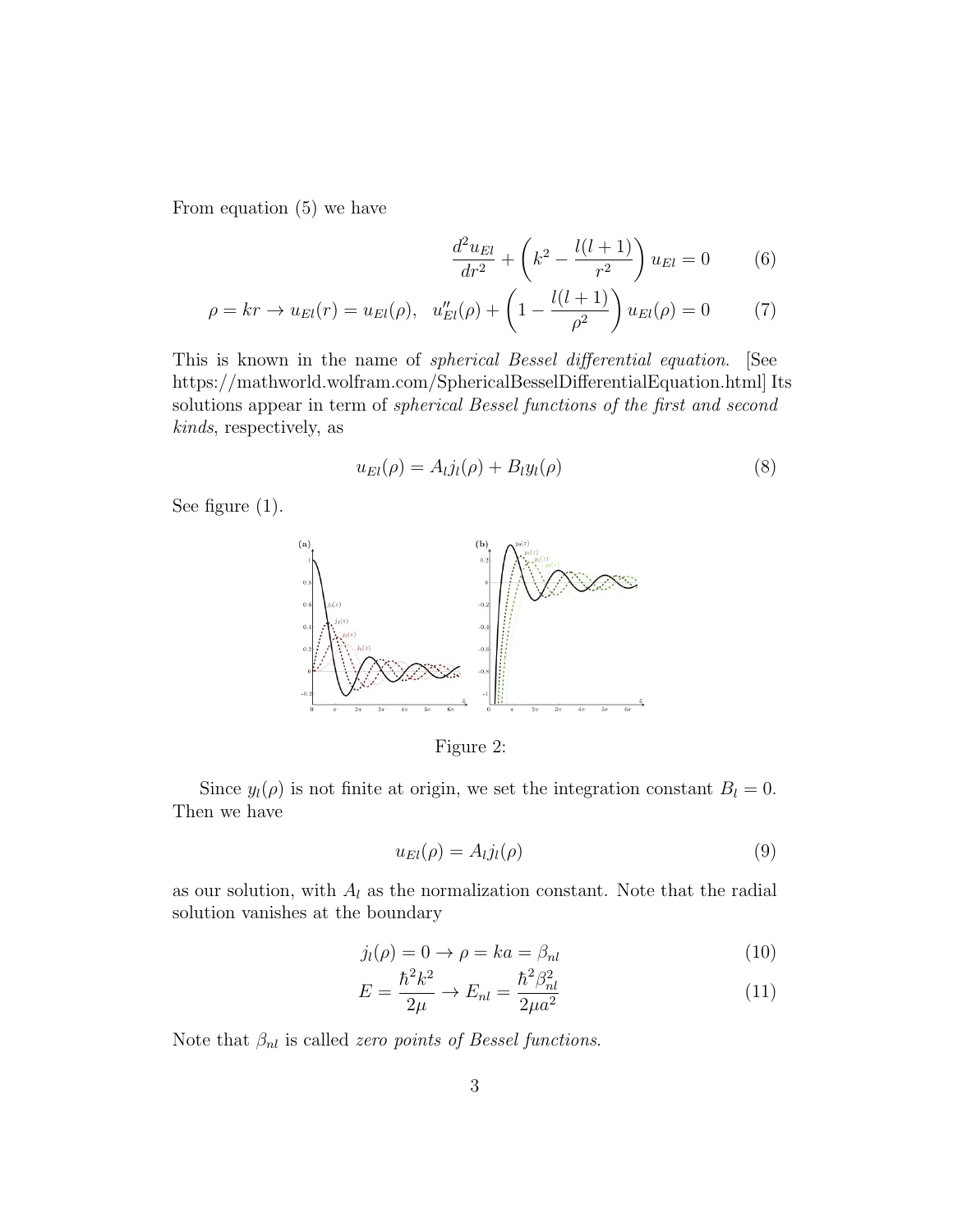From equation (5) we have

$$\frac{d^2u_{El}}{dr^2} + \left(k^2 - \frac{l(l+1)}{r^2}\right)u_{El} = 0 \tag{6}$$

$$\rho = kr \rightarrow u_{El}(r) = u_{El}(\rho), \quad u''_{El}(\rho) + \left(1 - \frac{l(l+1)}{\rho^2}\right)u_{El}(\rho) = 0 \tag{7}$$

This is known in the name of *spherical Bessel differential equation*. [See https://mathworld.wolfram.com/SphericalBesselDifferentialEquation.html] Its solutions appear in term of *spherical Bessel functions of the first and second kinds*, respectively, as

$$u_{El}(\rho) = A_l j_l(\rho) + B_l y_l(\rho) \tag{8}$$

See figure (1).

Figure 2:

Since $y_l(\rho)$ is not finite at origin, we set the integration constant $B_l = 0$. Then we have

$$u_{El}(\rho) = A_l j_l(\rho) \tag{9}$$

as our solution, with $A_l$ as the normalization constant. Note that the radial solution vanishes at the boundary

$$j_l(\rho) = 0 \rightarrow \rho = ka = \beta_{nl} \tag{10}$$

$$E = \frac{\hbar^2 k^2}{2\mu} \rightarrow E_{nl} = \frac{\hbar^2 \beta_{nl}^2}{2\mu a^2} \tag{11}$$

Note that $\beta_{nl}$ is called *zero points of Bessel functions*.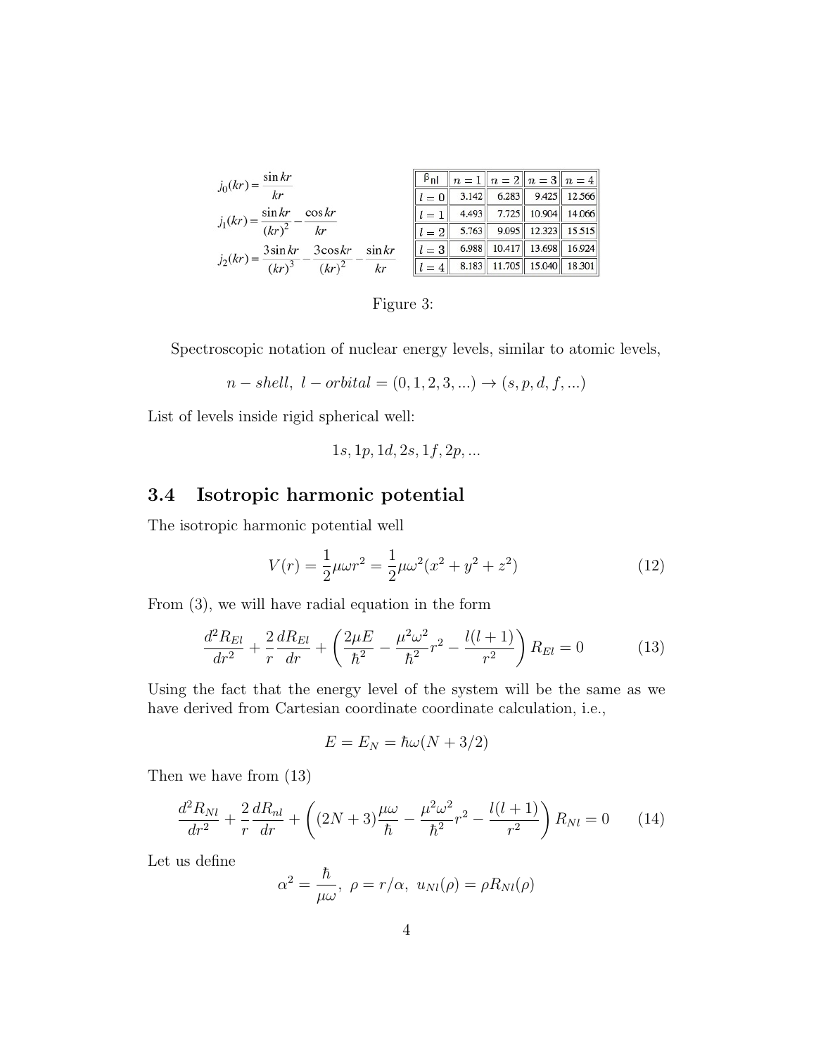$$j_0(kr) = \frac{\sin kr}{kr}$$

$$j_1(kr) = \frac{\sin kr}{(kr)^2} - \frac{\cos kr}{kr}$$

$$j_2(kr) = \frac{3\sin kr}{(kr)^3} - \frac{3\cos kr}{(kr)^2} - \frac{\sin kr}{kr}$$

| $\beta_{nl}$ | $n=1$ | $n=2$ | $n=3$ | $n=4$ |
|---|---|---|---|---|
| $l=0$ | 3.142 | 6.283 | 9.425 | 12.566 |
| $l=1$ | 4.493 | 7.725 | 10.904 | 14.066 |
| $l=2$ | 5.763 | 9.095 | 12.323 | 15.515 |
| $l=3$ | 6.988 | 10.417 | 13.698 | 16.924 |
| $l=4$ | 8.183 | 11.705 | 15.040 | 18.301 |

Figure 3:

Spectroscopic notation of nuclear energy levels, similar to atomic levels,

$$n-shell,\ l-orbital = (0,1,2,3,...) \rightarrow (s,p,d,f,...)$$

List of levels inside rigid spherical well:

$$1s, 1p, 1d, 2s, 1f, 2p, ...$$

## 3.4 Isotropic harmonic potential

The isotropic harmonic potential well

$$V(r) = \frac{1}{2}\mu\omega r^2 = \frac{1}{2}\mu\omega^2(x^2+y^2+z^2) \tag{12}$$

From (3), we will have radial equation in the form

$$\frac{d^2R_{El}}{dr^2} + \frac{2}{r}\frac{dR_{El}}{dr} + \left(\frac{2\mu E}{\hbar^2} - \frac{\mu^2\omega^2}{\hbar^2}r^2 - \frac{l(l+1)}{r^2}\right)R_{El} = 0 \tag{13}$$

Using the fact that the energy level of the system will be the same as we have derived from Cartesian coordinate coordinate calculation, i.e.,

$$E = E_N = \hbar\omega(N + 3/2)$$

Then we have from (13)

$$\frac{d^2R_{Nl}}{dr^2} + \frac{2}{r}\frac{dR_{nl}}{dr} + \left((2N+3)\frac{\mu\omega}{\hbar} - \frac{\mu^2\omega^2}{\hbar^2}r^2 - \frac{l(l+1)}{r^2}\right)R_{Nl} = 0 \tag{14}$$

Let us define

$$\alpha^2 = \frac{\hbar}{\mu\omega},\ \rho = r/\alpha,\ u_{Nl}(\rho) = \rho R_{Nl}(\rho)$$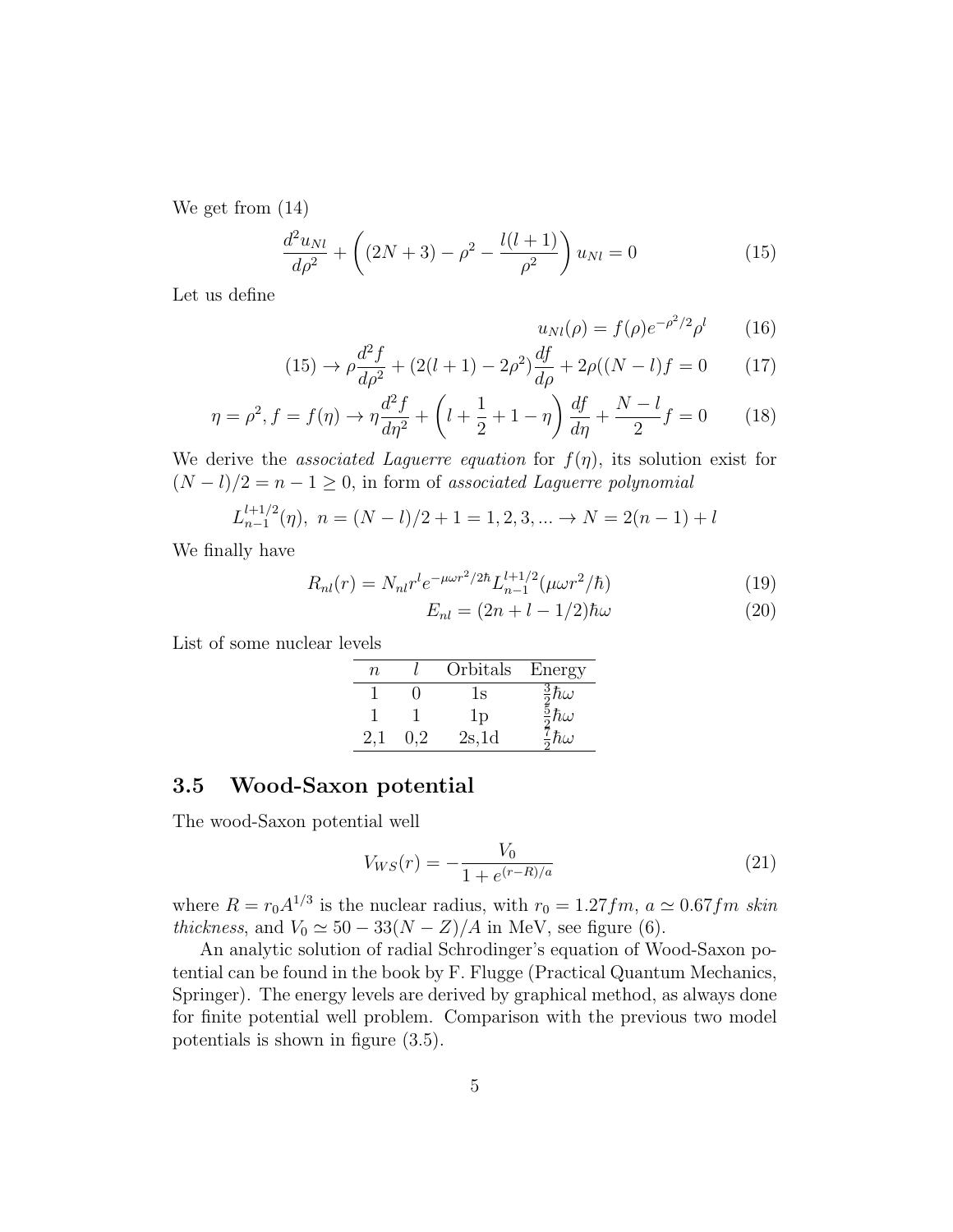We get from (14)

$$\frac{d^2 u_{Nl}}{d\rho^2} + \left( (2N+3) - \rho^2 - \frac{l(l+1)}{\rho^2} \right) u_{Nl} = 0 \tag{15}$$

Let us define

$$u_{Nl}(\rho) = f(\rho) e^{-\rho^2/2} \rho^l \tag{16}$$

$$(15) \rightarrow \rho \frac{d^2 f}{d\rho^2} + (2(l+1) - 2\rho^2) \frac{df}{d\rho} + 2\rho((N-l)f = 0 \tag{17}$$

$$\eta = \rho^2, f = f(\eta) \rightarrow \eta \frac{d^2 f}{d\eta^2} + \left( l + \frac{1}{2} + 1 - \eta \right) \frac{df}{d\eta} + \frac{N-l}{2} f = 0 \tag{18}$$

We derive the *associated Laguerre equation* for $f(\eta)$, its solution exist for $(N-l)/2 = n-1 \geq 0$, in form of *associated Laguerre polynomial*

$$L_{n-1}^{l+1/2}(\eta), \; n = (N-l)/2 + 1 = 1, 2, 3, ... \rightarrow N = 2(n-1) + l$$

We finally have

$$R_{nl}(r) = N_{nl} r^l e^{-\mu\omega r^2/2\hbar} L_{n-1}^{l+1/2}(\mu\omega r^2/\hbar) \tag{19}$$

$$E_{nl} = (2n + l - 1/2)\hbar\omega \tag{20}$$

List of some nuclear levels

| $n$ | $l$ | Orbitals | Energy |
|---|---|---|---|
| 1 | 0 | 1s | $\frac{3}{2}\hbar\omega$ |
| 1 | 1 | 1p | $\frac{5}{2}\hbar\omega$ |
| 2,1 | 0,2 | 2s,1d | $\frac{7}{2}\hbar\omega$ |

## 3.5 Wood-Saxon potential

The wood-Saxon potential well

$$V_{WS}(r) = -\frac{V_0}{1 + e^{(r-R)/a}} \tag{21}$$

where $R = r_0 A^{1/3}$ is the nuclear radius, with $r_0 = 1.27 fm$, $a \simeq 0.67 fm$ *skin thickness*, and $V_0 \simeq 50 - 33(N-Z)/A$ in MeV, see figure (6).

An analytic solution of radial Schrodinger's equation of Wood-Saxon potential can be found in the book by F. Flugge (Practical Quantum Mechanics, Springer). The energy levels are derived by graphical method, as always done for finite potential well problem. Comparison with the previous two model potentials is shown in figure (3.5).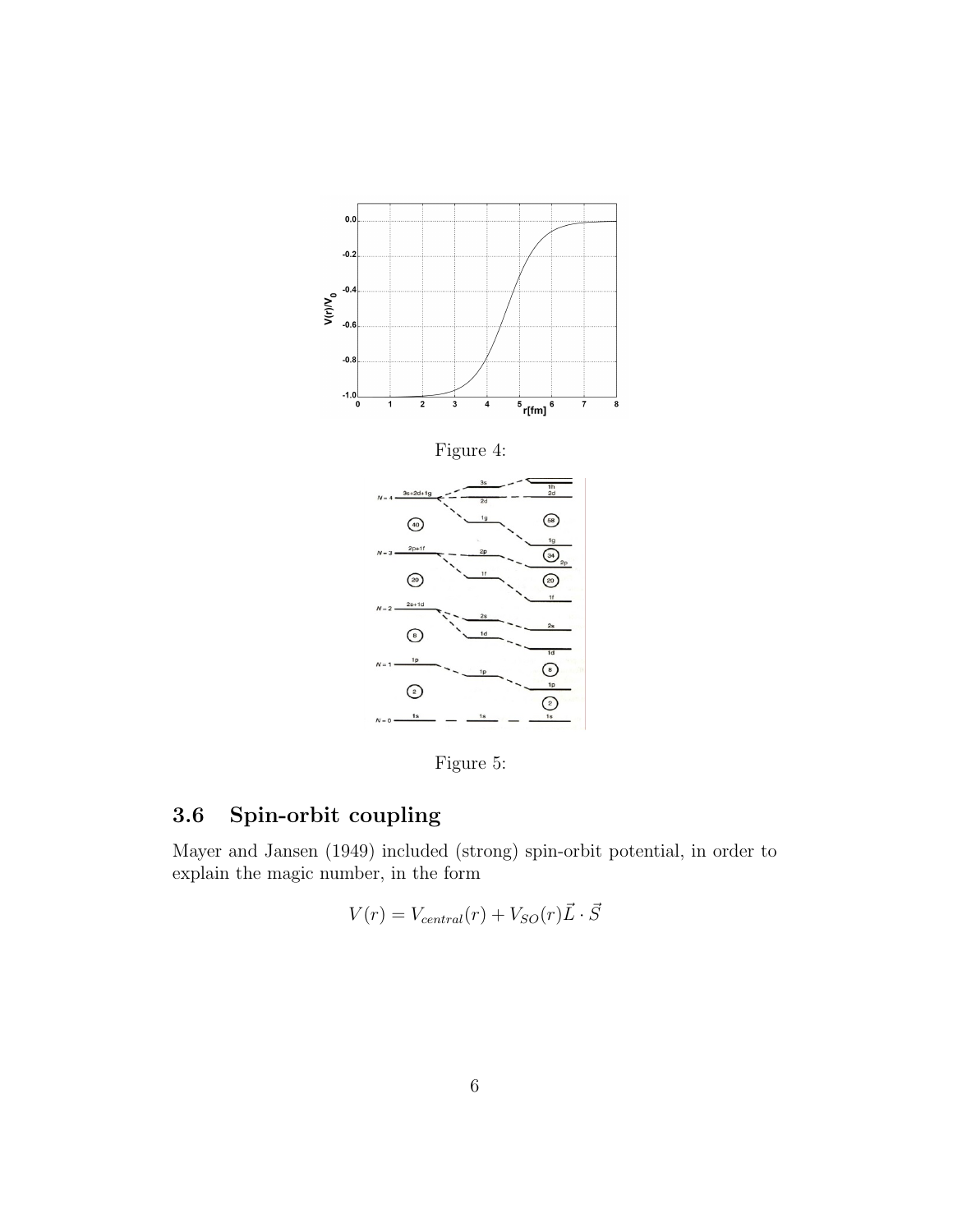Figure 4:

Figure 5:

## 3.6 Spin-orbit coupling

Mayer and Jansen (1949) included (strong) spin-orbit potential, in order to explain the magic number, in the form

$$V(r) = V_{central}(r) + V_{SO}(r)\vec{L} \cdot \vec{S}$$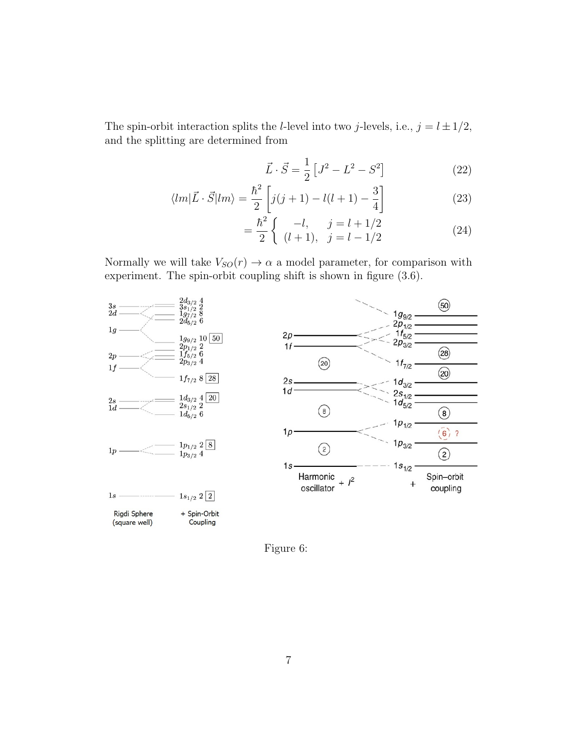The spin-orbit interaction splits the $l$-level into two $j$-levels, i.e., $j = l \pm 1/2$, and the splitting are determined from

$$\vec{L} \cdot \vec{S} = \frac{1}{2}\left[J^2 - L^2 - S^2\right] \tag{22}$$

$$\langle lm|\vec{L} \cdot \vec{S}|lm\rangle = \frac{\hbar^2}{2}\left[j(j+1) - l(l+1) - \frac{3}{4}\right] \tag{23}$$

$$= \frac{\hbar^2}{2}\begin{cases} -l, & j = l + 1/2 \\ (l+1), & j = l - 1/2 \end{cases} \tag{24}$$

Normally we will take $V_{SO}(r) \to \alpha$ a model parameter, for comparison with experiment. The spin-orbit coupling shift is shown in figure (3.6).

Figure 6: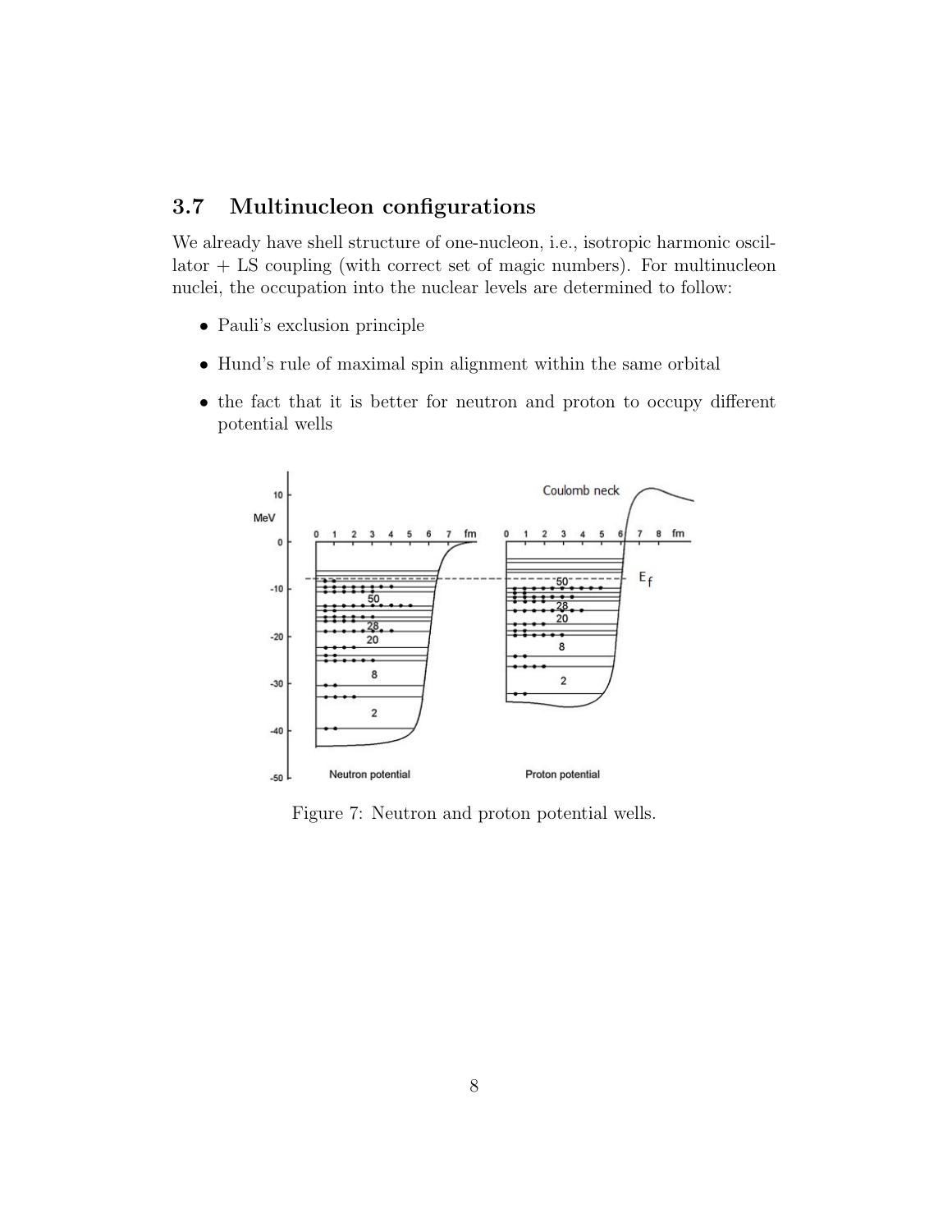### 3.7 Multinucleon configurations

We already have shell structure of one-nucleon, i.e., isotropic harmonic oscillator + LS coupling (with correct set of magic numbers). For multinucleon nuclei, the occupation into the nuclear levels are determined to follow:

- Pauli's exclusion principle
- Hund's rule of maximal spin alignment within the same orbital
- the fact that it is better for neutron and proton to occupy different potential wells

Figure 7: Neutron and proton potential wells.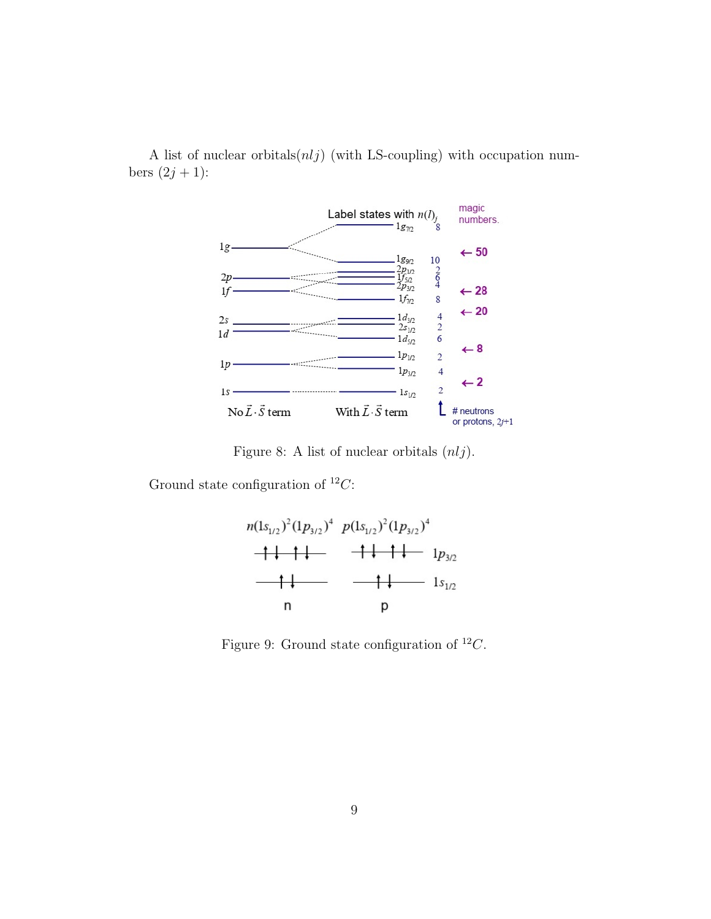A list of nuclear orbitals$(nlj)$ (with LS-coupling) with occupation numbers $(2j+1)$:

Figure 8: A list of nuclear orbitals $(nlj)$.

Ground state configuration of $^{12}C$:

Figure 9: Ground state configuration of $^{12}C$.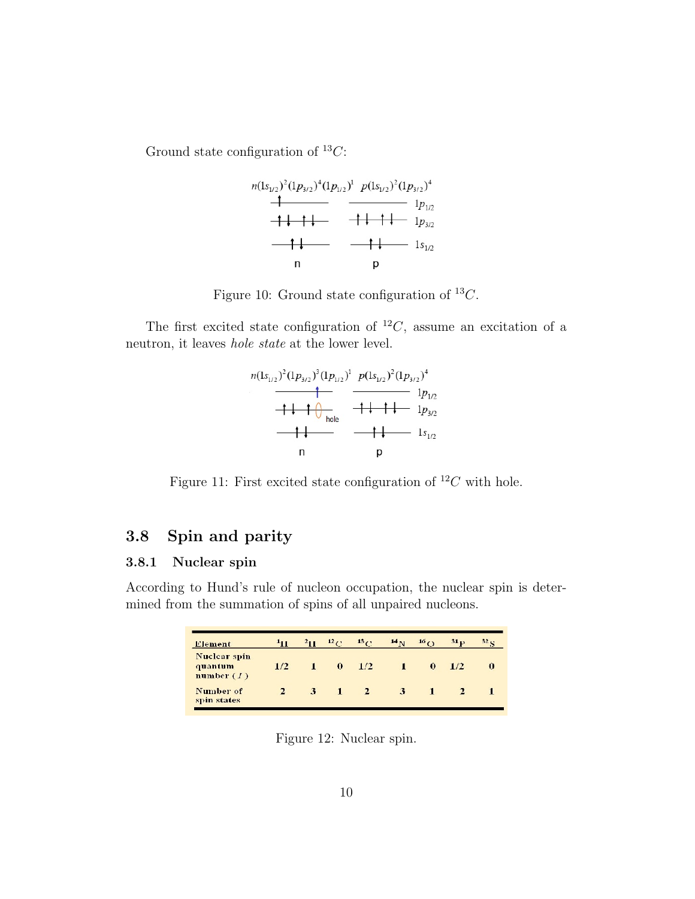Ground state configuration of $^{13}C$:

Figure 10: Ground state configuration of $^{13}C$.

The first excited state configuration of $^{12}C$, assume an excitation of a neutron, it leaves *hole state* at the lower level.

Figure 11: First excited state configuration of $^{12}C$ with hole.

## 3.8 Spin and parity

### 3.8.1 Nuclear spin

According to Hund's rule of nucleon occupation, the nuclear spin is determined from the summation of spins of all unpaired nucleons.

| Element | $^{1}H$ | $^{2}H$ | $^{12}C$ | $^{13}C$ | $^{14}N$ | $^{16}O$ | $^{31}P$ | $^{32}S$ |
|---|---|---|---|---|---|---|---|---|
| Nuclear spin quantum number ($I$) | 1/2 | 1 | 0 | 1/2 | 1 | 0 | 1/2 | 0 |
| Number of spin states | 2 | 3 | 1 | 2 | 3 | 1 | 2 | 1 |

Figure 12: Nuclear spin.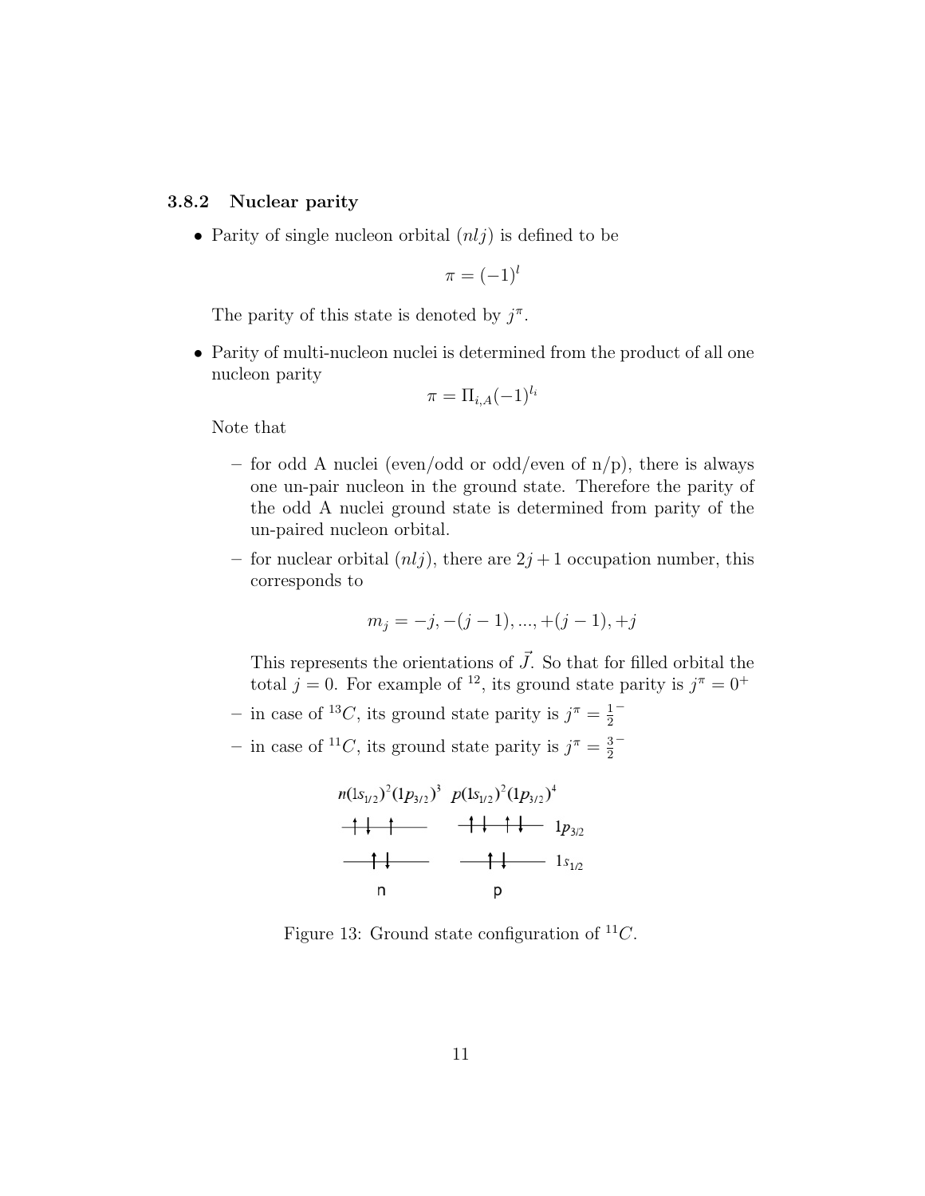### 3.8.2 Nuclear parity

- Parity of single nucleon orbital $(nlj)$ is defined to be

$$\pi = (-1)^l$$

  The parity of this state is denoted by $j^\pi$.

- Parity of multi-nucleon nuclei is determined from the product of all one nucleon parity

$$\pi = \Pi_{i,A}(-1)^{l_i}$$

  Note that

  - for odd A nuclei (even/odd or odd/even of n/p), there is always one un-pair nucleon in the ground state. Therefore the parity of the odd A nuclei ground state is determined from parity of the un-paired nucleon orbital.
  - for nuclear orbital $(nlj)$, there are $2j+1$ occupation number, this corresponds to

$$m_j = -j, -(j-1), ..., +(j-1), +j$$

    This represents the orientations of $\vec{J}$. So that for filled orbital the total $j = 0$. For example of $^{12}$, its ground state parity is $j^\pi = 0^+$
  - in case of $^{13}C$, its ground state parity is $j^\pi = \frac{1}{2}^-$
  - in case of $^{11}C$, its ground state parity is $j^\pi = \frac{3}{2}^-$

$n(1s_{1/2})^2(1p_{3/2})^3$ $p(1s_{1/2})^2(1p_{3/2})^4$

Figure 13: Ground state configuration of $^{11}C$.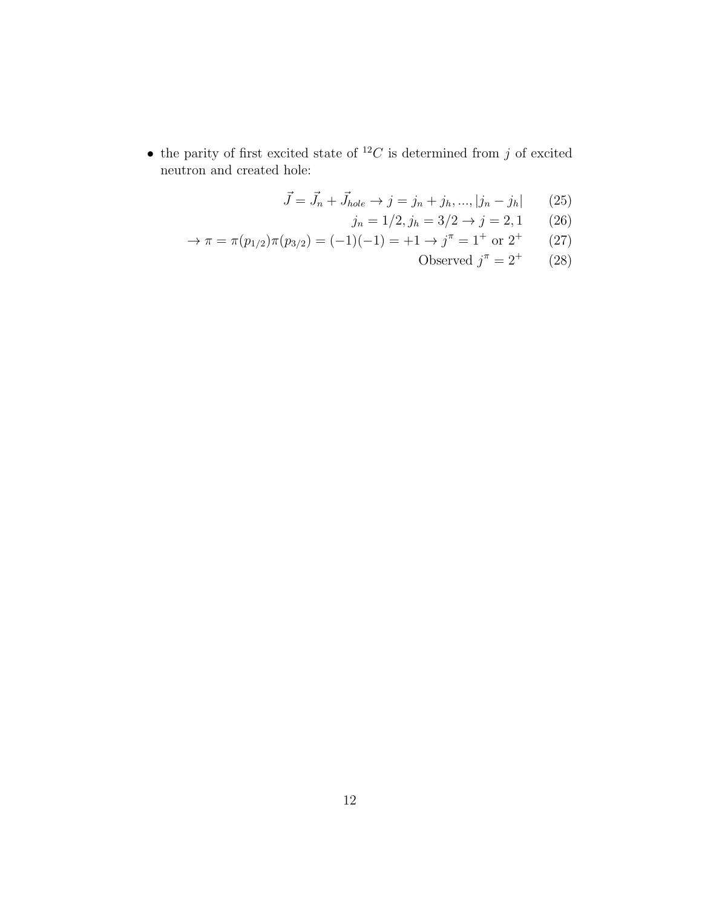- the parity of first excited state of $^{12}C$ is determined from $j$ of excited neutron and created hole:

$$\vec{J} = \vec{J}_n + \vec{J}_{hole} \rightarrow j = j_n + j_h, ..., |j_n - j_h| \quad (25)$$

$$j_n = 1/2, j_h = 3/2 \rightarrow j = 2, 1 \quad (26)$$

$$\rightarrow \pi = \pi(p_{1/2})\pi(p_{3/2}) = (-1)(-1) = +1 \rightarrow j^\pi = 1^+ \text{ or } 2^+ \quad (27)$$

$$\text{Observed } j^\pi = 2^+ \quad (28)$$